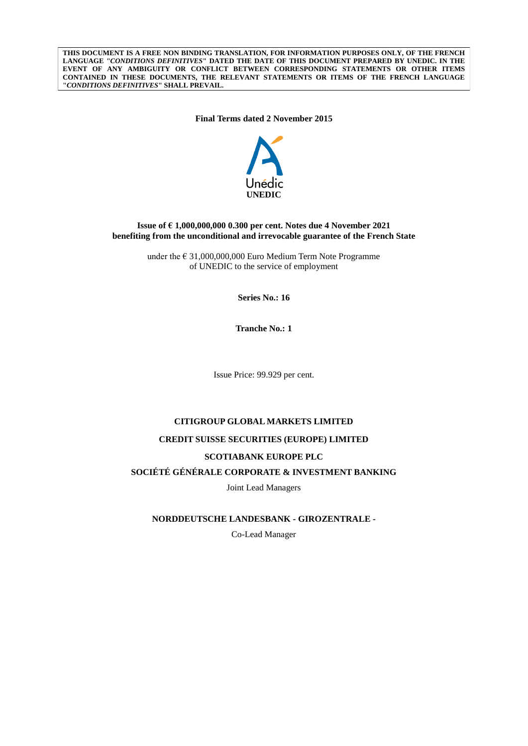**THIS DOCUMENT IS A FREE NON BINDING TRANSLATION, FOR INFORMATION PURPOSES ONLY, OF THE FRENCH LANGUAGE "*CONDITIONS DEFINITIVES*" DATED THE DATE OF THIS DOCUMENT PREPARED BY UNEDIC. IN THE EVENT OF ANY AMBIGUITY OR CONFLICT BETWEEN CORRESPONDING STATEMENTS OR OTHER ITEMS CONTAINED IN THESE DOCUMENTS, THE RELEVANT STATEMENTS OR ITEMS OF THE FRENCH LANGUAGE "*CONDITIONS DEFINITIVES*" SHALL PREVAIL.**

**Final Terms dated 2 November 2015**

Unédic

**UNEDIC**

**Issue of € 1,000,000,000 0.300 per cent. Notes due 4 November 2021 benefiting from the unconditional and irrevocable guarantee of the French State**

under the € 31,000,000,000 Euro Medium Term Note Programme of UNEDIC to the service of employment

**Series No.: 16**

**Tranche No.: 1**

Issue Price: 99.929 per cent.

**CITIGROUP GLOBAL MARKETS LIMITED**

**CREDIT SUISSE SECURITIES (EUROPE) LIMITED**

**SCOTIABANK EUROPE PLC**

**SOCIÉTÉ GÉNÉRALE CORPORATE & INVESTMENT BANKING**

Joint Lead Managers

**NORDDEUTSCHE LANDESBANK - GIROZENTRALE -**

Co-Lead Manager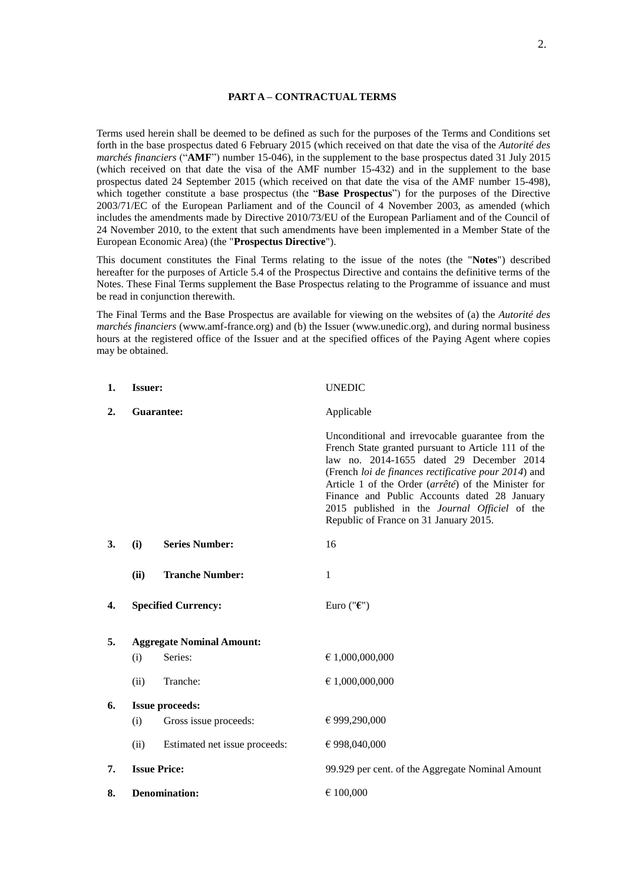## PART A – CONTRACTUAL TERMS

Terms used herein shall be deemed to be defined as such for the purposes of the Terms and Conditions set forth in the base prospectus dated 6 February 2015 (which received on that date the visa of the *Autorité des marchés financiers* ("**AMF**") number 15-046), in the supplement to the base prospectus dated 31 July 2015 (which received on that date the visa of the AMF number 15-432) and in the supplement to the base prospectus dated 24 September 2015 (which received on that date the visa of the AMF number 15-498), which together constitute a base prospectus (the "**Base Prospectus**") for the purposes of the Directive 2003/71/EC of the European Parliament and of the Council of 4 November 2003, as amended (which includes the amendments made by Directive 2010/73/EU of the European Parliament and of the Council of 24 November 2010, to the extent that such amendments have been implemented in a Member State of the European Economic Area) (the "**Prospectus Directive**").

This document constitutes the Final Terms relating to the issue of the notes (the "**Notes**") described hereafter for the purposes of Article 5.4 of the Prospectus Directive and contains the definitive terms of the Notes. These Final Terms supplement the Base Prospectus relating to the Programme of issuance and must be read in conjunction therewith.

The Final Terms and the Base Prospectus are available for viewing on the websites of (a) the *Autorité des marchés financiers* (www.amf-france.org) and (b) the Issuer (www.unedic.org), and during normal business hours at the registered office of the Issuer and at the specified offices of the Paying Agent where copies may be obtained.

| | | | |
|---|---|---|---|
| **1.** | **Issuer:** | | UNEDIC |
| **2.** | **Guarantee:** | | Applicable<br><br>Unconditional and irrevocable guarantee from the French State granted pursuant to Article 111 of the law no. 2014-1655 dated 29 December 2014 (French *loi de finances rectificative pour 2014*) and Article 1 of the Order (*arrêté*) of the Minister for Finance and Public Accounts dated 28 January 2015 published in the *Journal Officiel* of the Republic of France on 31 January 2015. |
| **3.** | **(i)** | **Series Number:** | 16 |
| | **(ii)** | **Tranche Number:** | 1 |
| **4.** | **Specified Currency:** | | Euro ("**€**") |
| **5.** | **Aggregate Nominal Amount:** | | |
| | (i) | Series: | € 1,000,000,000 |
| | (ii) | Tranche: | € 1,000,000,000 |
| **6.** | **Issue proceeds:** | | |
| | (i) | Gross issue proceeds: | € 999,290,000 |
| | (ii) | Estimated net issue proceeds: | € 998,040,000 |
| **7.** | **Issue Price:** | | 99.929 per cent. of the Aggregate Nominal Amount |
| **8.** | **Denomination:** | | € 100,000 |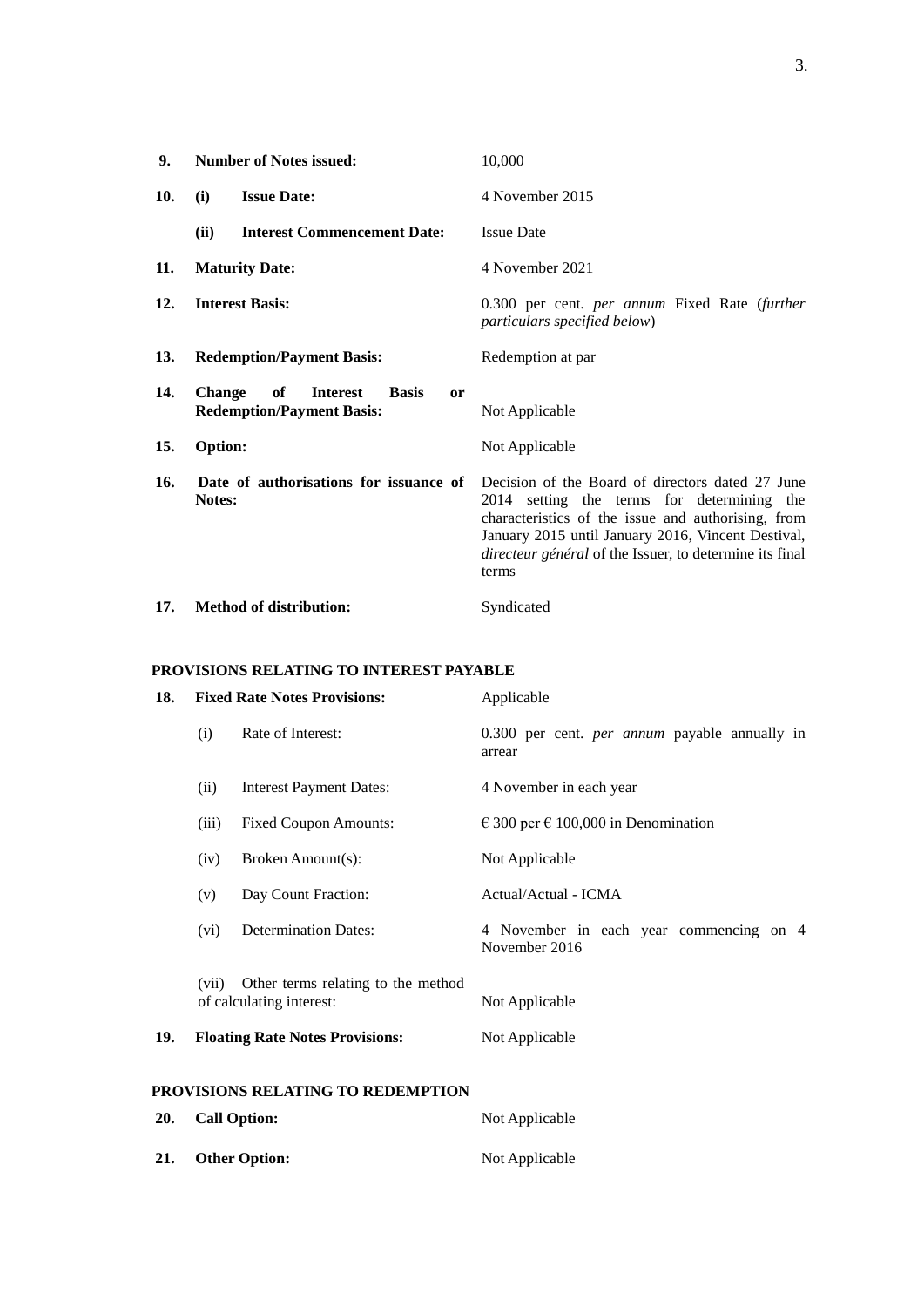| | | |
|---|---|---|
| **9.** | **Number of Notes issued:** | 10,000 |
| **10.** | **(i) Issue Date:** | 4 November 2015 |
| | **(ii) Interest Commencement Date:** | Issue Date |
| **11.** | **Maturity Date:** | 4 November 2021 |
| **12.** | **Interest Basis:** | 0.300 per cent. *per annum* Fixed Rate (*further particulars specified below*) |
| **13.** | **Redemption/Payment Basis:** | Redemption at par |
| **14.** | **Change of Interest Basis or Redemption/Payment Basis:** | Not Applicable |
| **15.** | **Option:** | Not Applicable |
| **16.** | **Date of authorisations for issuance of Notes:** | Decision of the Board of directors dated 27 June 2014 setting the terms for determining the characteristics of the issue and authorising, from January 2015 until January 2016, Vincent Destival, *directeur général* of the Issuer, to determine its final terms |
| **17.** | **Method of distribution:** | Syndicated |

## PROVISIONS RELATING TO INTEREST PAYABLE

| | | |
|---|---|---|
| **18.** | **Fixed Rate Notes Provisions:** | Applicable |
| | (i) Rate of Interest: | 0.300 per cent. *per annum* payable annually in arrear |
| | (ii) Interest Payment Dates: | 4 November in each year |
| | (iii) Fixed Coupon Amounts: | € 300 per € 100,000 in Denomination |
| | (iv) Broken Amount(s): | Not Applicable |
| | (v) Day Count Fraction: | Actual/Actual - ICMA |
| | (vi) Determination Dates: | 4 November in each year commencing on 4 November 2016 |
| | (vii) Other terms relating to the method of calculating interest: | Not Applicable |
| **19.** | **Floating Rate Notes Provisions:** | Not Applicable |

## PROVISIONS RELATING TO REDEMPTION

| | | |
|---|---|---|
| **20.** | **Call Option:** | Not Applicable |
| **21.** | **Other Option:** | Not Applicable |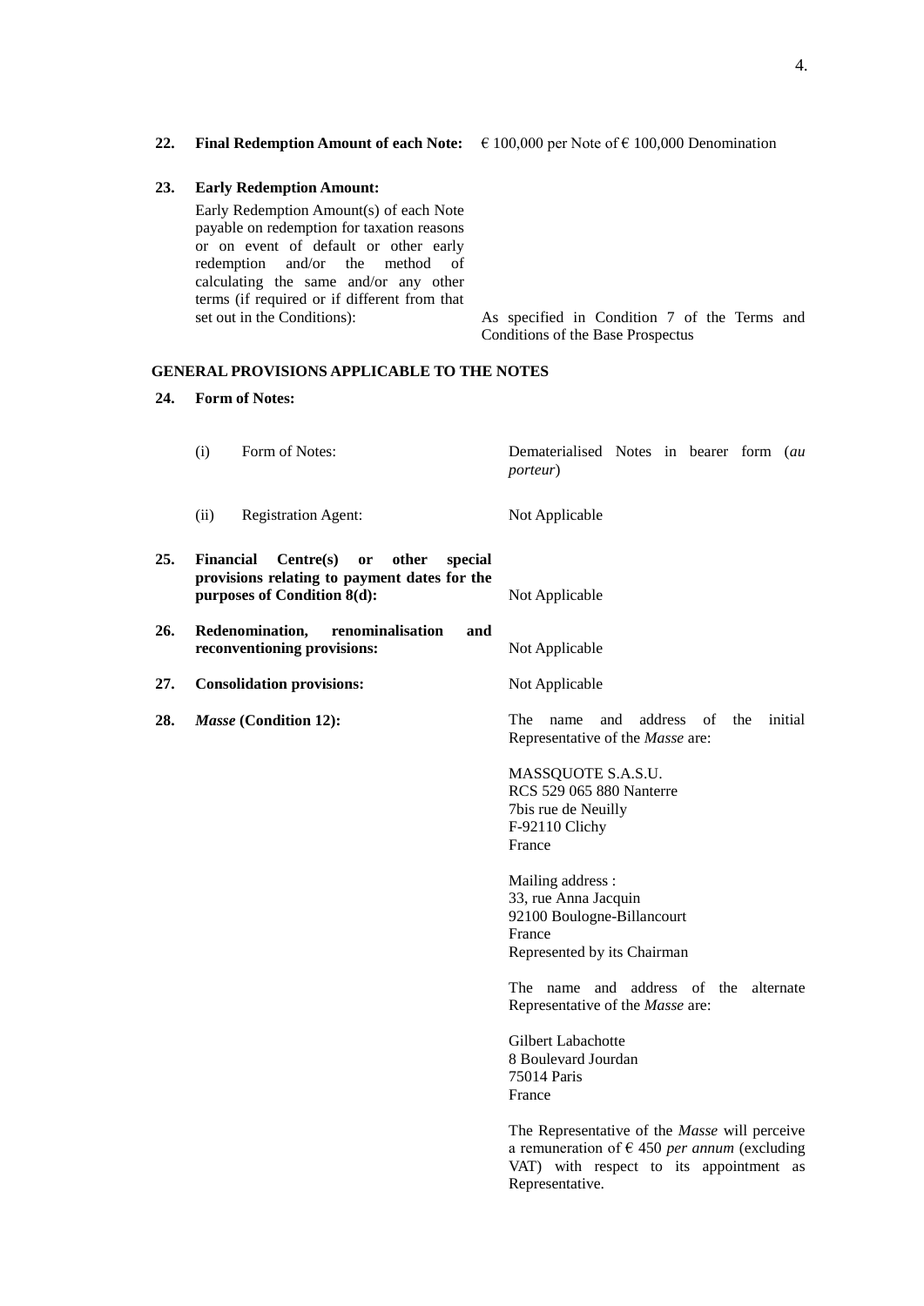**22. Final Redemption Amount of each Note:** € 100,000 per Note of € 100,000 Denomination

**23. Early Redemption Amount:**

Early Redemption Amount(s) of each Note payable on redemption for taxation reasons or on event of default or other early redemption and/or the method of calculating the same and/or any other terms (if required or if different from that set out in the Conditions): As specified in Condition 7 of the Terms and Conditions of the Base Prospectus

**GENERAL PROVISIONS APPLICABLE TO THE NOTES**

**24. Form of Notes:**

(i) Form of Notes: Dematerialised Notes in bearer form (*au porteur*)

(ii) Registration Agent: Not Applicable

**25. Financial Centre(s) or other special provisions relating to payment dates for the purposes of Condition 8(d):** Not Applicable

**26. Redenomination, renominalisation and reconventioning provisions:** Not Applicable

**27. Consolidation provisions:** Not Applicable

**28. *Masse* (Condition 12):** The name and address of the initial Representative of the *Masse* are:

MASSQUOTE S.A.S.U.
RCS 529 065 880 Nanterre
7bis rue de Neuilly
F-92110 Clichy
France

Mailing address :
33, rue Anna Jacquin
92100 Boulogne-Billancourt
France
Represented by its Chairman

The name and address of the alternate Representative of the *Masse* are:

Gilbert Labachotte
8 Boulevard Jourdan
75014 Paris
France

The Representative of the *Masse* will perceive a remuneration of € 450 *per annum* (excluding VAT) with respect to its appointment as Representative.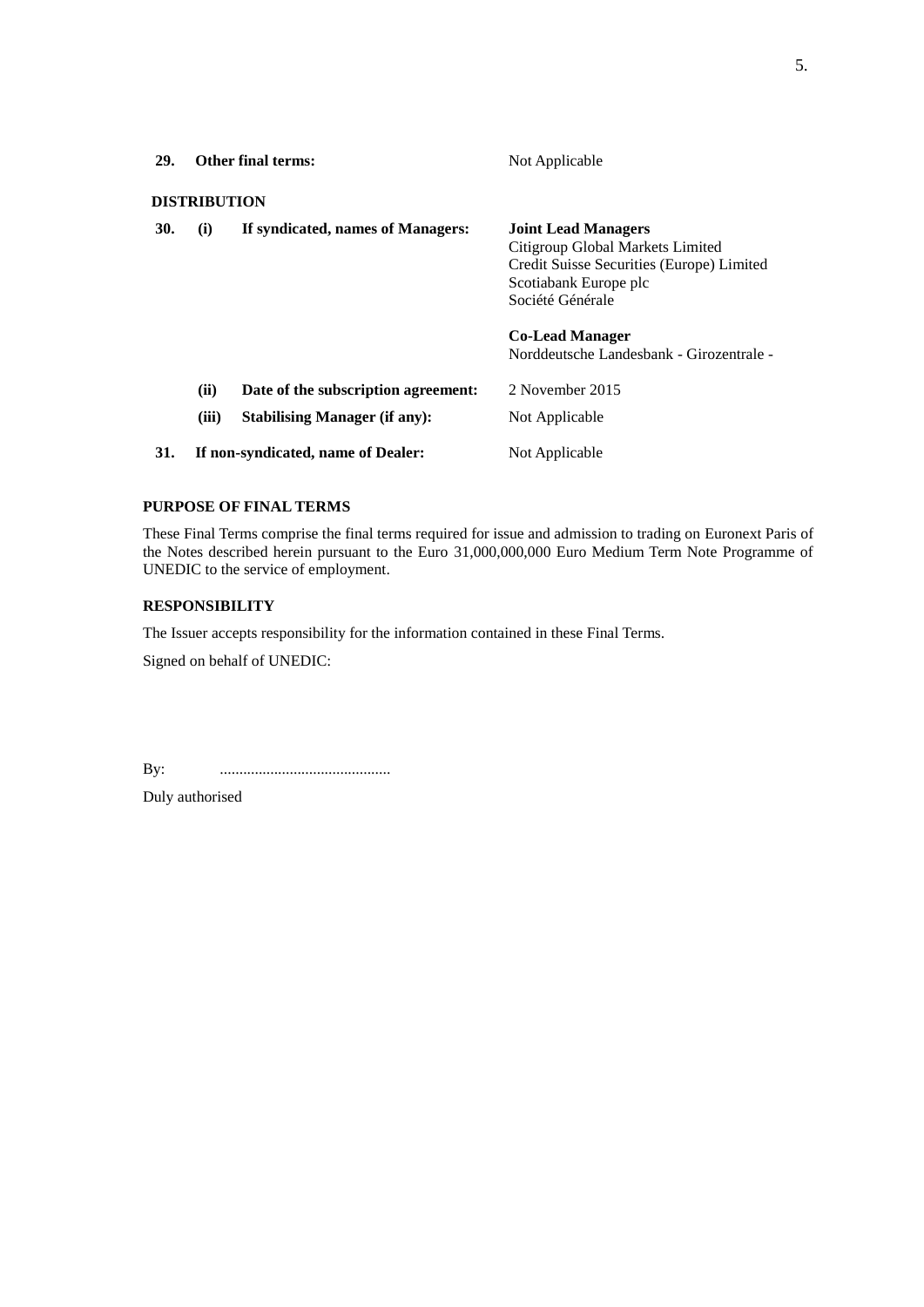| | | | |
|---|---|---|---|
| **29.** | **Other final terms:** | | Not Applicable |

**DISTRIBUTION**

| | | | |
|---|---|---|---|
| **30.** | **(i)** | **If syndicated, names of Managers:** | **Joint Lead Managers**<br>Citigroup Global Markets Limited<br>Credit Suisse Securities (Europe) Limited<br>Scotiabank Europe plc<br>Société Générale<br><br>**Co-Lead Manager**<br>Norddeutsche Landesbank - Girozentrale - |
| | **(ii)** | **Date of the subscription agreement:** | 2 November 2015 |
| | **(iii)** | **Stabilising Manager (if any):** | Not Applicable |
| **31.** | | **If non-syndicated, name of Dealer:** | Not Applicable |

**PURPOSE OF FINAL TERMS**

These Final Terms comprise the final terms required for issue and admission to trading on Euronext Paris of the Notes described herein pursuant to the Euro 31,000,000,000 Euro Medium Term Note Programme of UNEDIC to the service of employment.

**RESPONSIBILITY**

The Issuer accepts responsibility for the information contained in these Final Terms.

Signed on behalf of UNEDIC:

By: ............................................

Duly authorised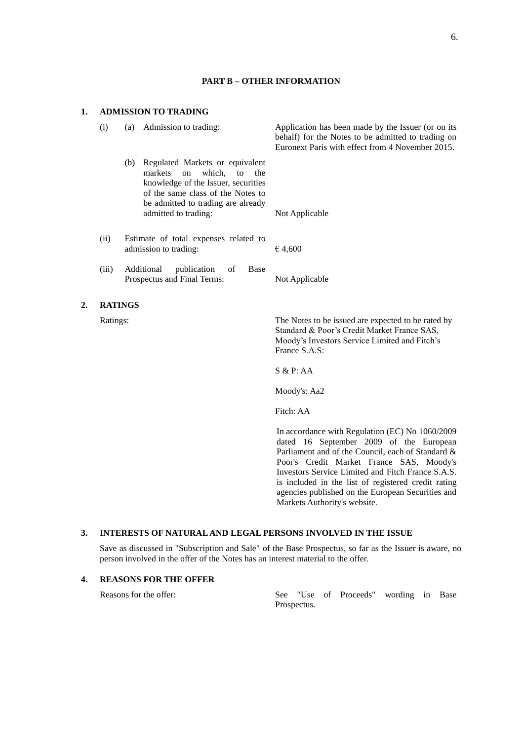## PART B – OTHER INFORMATION

### 1. ADMISSION TO TRADING

| | | |
|---|---|---|
| (i) | (a) Admission to trading: | Application has been made by the Issuer (or on its behalf) for the Notes to be admitted to trading on Euronext Paris with effect from 4 November 2015. |
| | (b) Regulated Markets or equivalent markets on which, to the knowledge of the Issuer, securities of the same class of the Notes to be admitted to trading are already admitted to trading: | Not Applicable |
| (ii) | Estimate of total expenses related to admission to trading: | € 4,600 |
| (iii) | Additional publication of Base Prospectus and Final Terms: | Not Applicable |

### 2. RATINGS

Ratings: The Notes to be issued are expected to be rated by Standard & Poor's Credit Market France SAS, Moody's Investors Service Limited and Fitch's France S.A.S:

S & P: AA

Moody's: Aa2

Fitch: AA

In accordance with Regulation (EC) No 1060/2009 dated 16 September 2009 of the European Parliament and of the Council, each of Standard & Poor's Credit Market France SAS, Moody's Investors Service Limited and Fitch France S.A.S. is included in the list of registered credit rating agencies published on the European Securities and Markets Authority's website.

### 3. INTERESTS OF NATURAL AND LEGAL PERSONS INVOLVED IN THE ISSUE

Save as discussed in "Subscription and Sale" of the Base Prospectus, so far as the Issuer is aware, no person involved in the offer of the Notes has an interest material to the offer.

### 4. REASONS FOR THE OFFER

Reasons for the offer: See "Use of Proceeds" wording in Base Prospectus.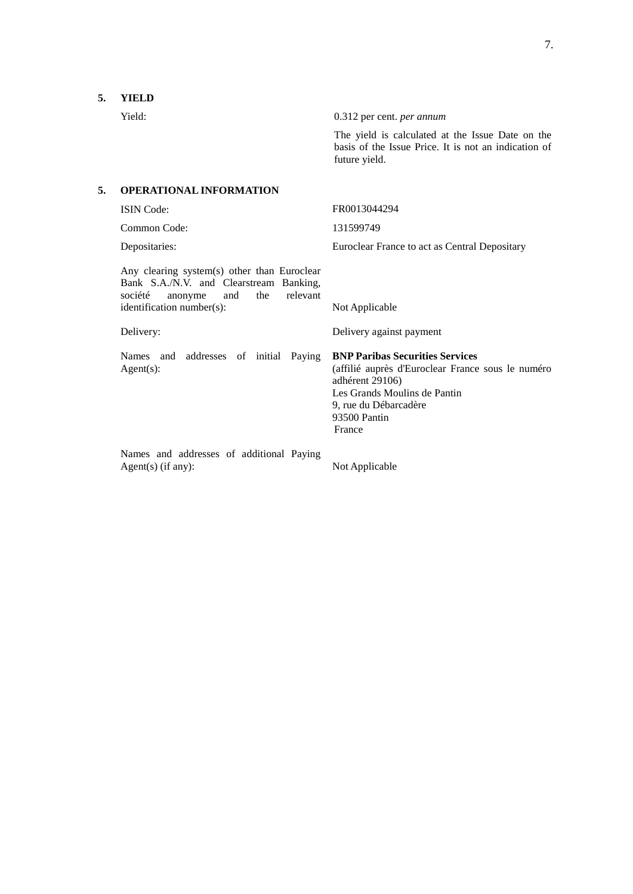## 5. YIELD

| | |
|---|---|
| Yield: | 0.312 per cent. *per annum* |
| | The yield is calculated at the Issue Date on the basis of the Issue Price. It is not an indication of future yield. |

## 5. OPERATIONAL INFORMATION

| | |
|---|---|
| ISIN Code: | FR0013044294 |
| Common Code: | 131599749 |
| Depositaries: | Euroclear France to act as Central Depositary |
| Any clearing system(s) other than Euroclear Bank S.A./N.V. and Clearstream Banking, société anonyme and the relevant identification number(s): | Not Applicable |
| Delivery: | Delivery against payment |
| Names and addresses of initial Paying Agent(s): | **BNP Paribas Securities Services**<br>(affilié auprès d'Euroclear France sous le numéro adhérent 29106)<br>Les Grands Moulins de Pantin<br>9, rue du Débarcadère<br>93500 Pantin<br>France |
| Names and addresses of additional Paying Agent(s) (if any): | Not Applicable |